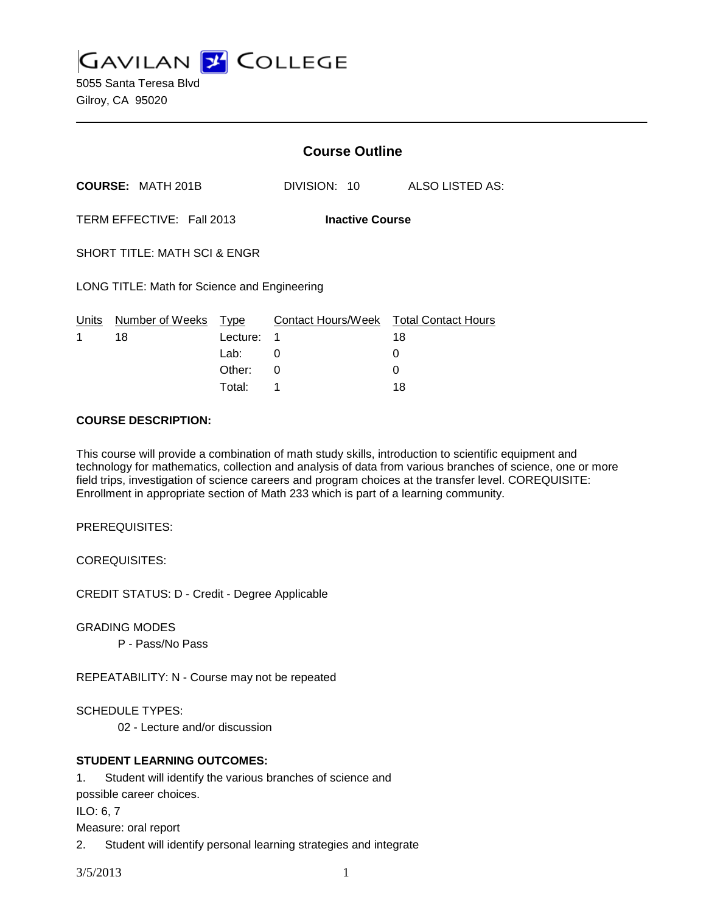# GAVILAN COLLEGE

5055 Santa Teresa Blvd
Gilroy, CA 95020

## Course Outline

**COURSE:** MATH 201B DIVISION: 10 ALSO LISTED AS:

TERM EFFECTIVE: Fall 2013 **Inactive Course**

SHORT TITLE: MATH SCI & ENGR

LONG TITLE: Math for Science and Engineering

| Units | Number of Weeks | Type | Contact Hours/Week | Total Contact Hours |
|---|---|---|---|---|
| 1 | 18 | Lecture: | 1 | 18 |
| | | Lab: | 0 | 0 |
| | | Other: | 0 | 0 |
| | | Total: | 1 | 18 |

**COURSE DESCRIPTION:**

This course will provide a combination of math study skills, introduction to scientific equipment and technology for mathematics, collection and analysis of data from various branches of science, one or more field trips, investigation of science careers and program choices at the transfer level. COREQUISITE: Enrollment in appropriate section of Math 233 which is part of a learning community.

PREREQUISITES:

COREQUISITES:

CREDIT STATUS: D - Credit - Degree Applicable

GRADING MODES

P - Pass/No Pass

REPEATABILITY: N - Course may not be repeated

SCHEDULE TYPES:

02 - Lecture and/or discussion

**STUDENT LEARNING OUTCOMES:**

1. Student will identify the various branches of science and possible career choices.
ILO: 6, 7
Measure: oral report
2. Student will identify personal learning strategies and integrate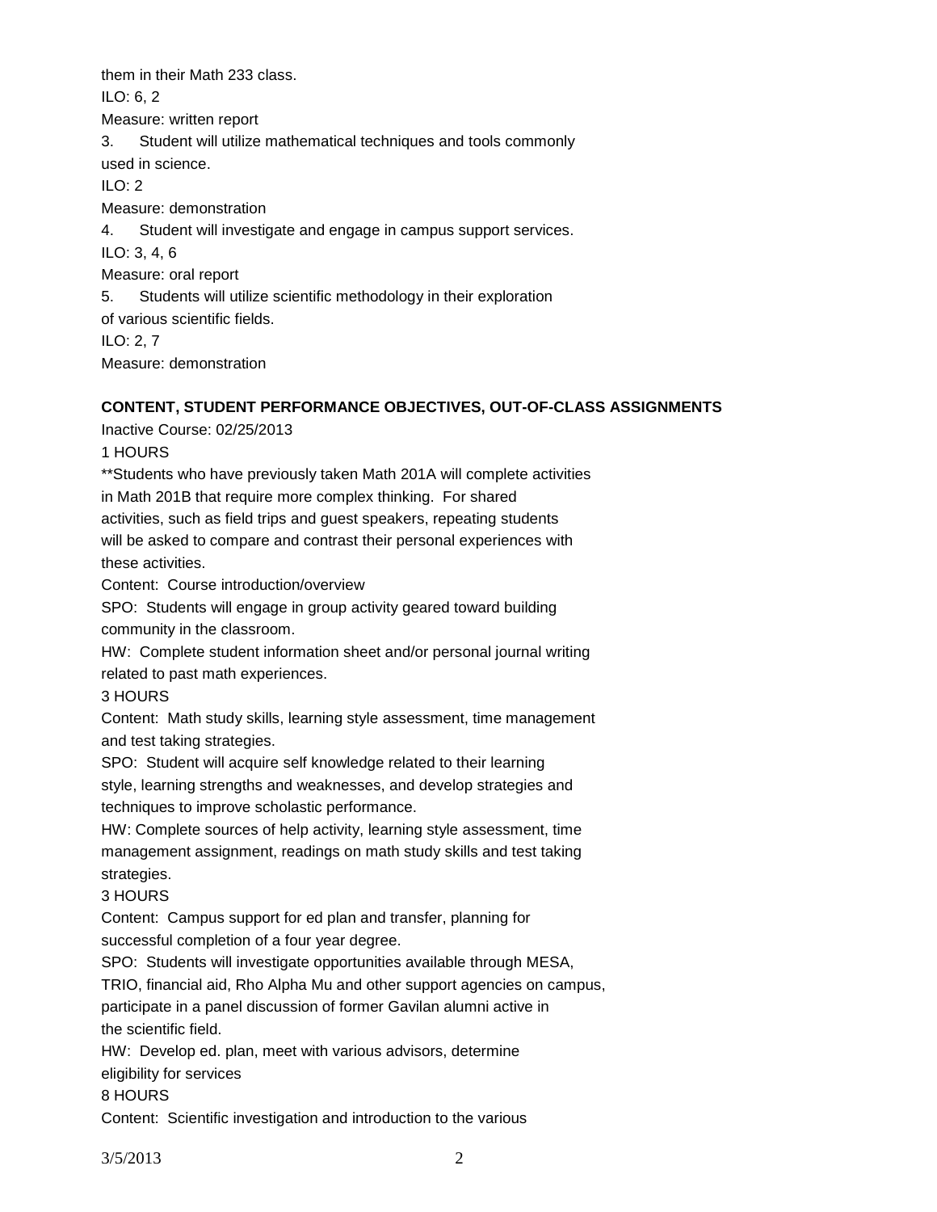them in their Math 233 class.

ILO: 6, 2

Measure: written report

3. Student will utilize mathematical techniques and tools commonly used in science.

ILO: 2

Measure: demonstration

4. Student will investigate and engage in campus support services.

ILO: 3, 4, 6

Measure: oral report

5. Students will utilize scientific methodology in their exploration of various scientific fields.

ILO: 2, 7

Measure: demonstration

**CONTENT, STUDENT PERFORMANCE OBJECTIVES, OUT-OF-CLASS ASSIGNMENTS**

Inactive Course: 02/25/2013

1 HOURS

**Students who have previously taken Math 201A will complete activities in Math 201B that require more complex thinking. For shared activities, such as field trips and guest speakers, repeating students will be asked to compare and contrast their personal experiences with these activities.

Content: Course introduction/overview

SPO: Students will engage in group activity geared toward building community in the classroom.

HW: Complete student information sheet and/or personal journal writing related to past math experiences.

3 HOURS

Content: Math study skills, learning style assessment, time management and test taking strategies.

SPO: Student will acquire self knowledge related to their learning style, learning strengths and weaknesses, and develop strategies and techniques to improve scholastic performance.

HW: Complete sources of help activity, learning style assessment, time management assignment, readings on math study skills and test taking strategies.

3 HOURS

Content: Campus support for ed plan and transfer, planning for successful completion of a four year degree.

SPO: Students will investigate opportunities available through MESA, TRIO, financial aid, Rho Alpha Mu and other support agencies on campus, participate in a panel discussion of former Gavilan alumni active in the scientific field.

HW: Develop ed. plan, meet with various advisors, determine eligibility for services

8 HOURS

Content: Scientific investigation and introduction to the various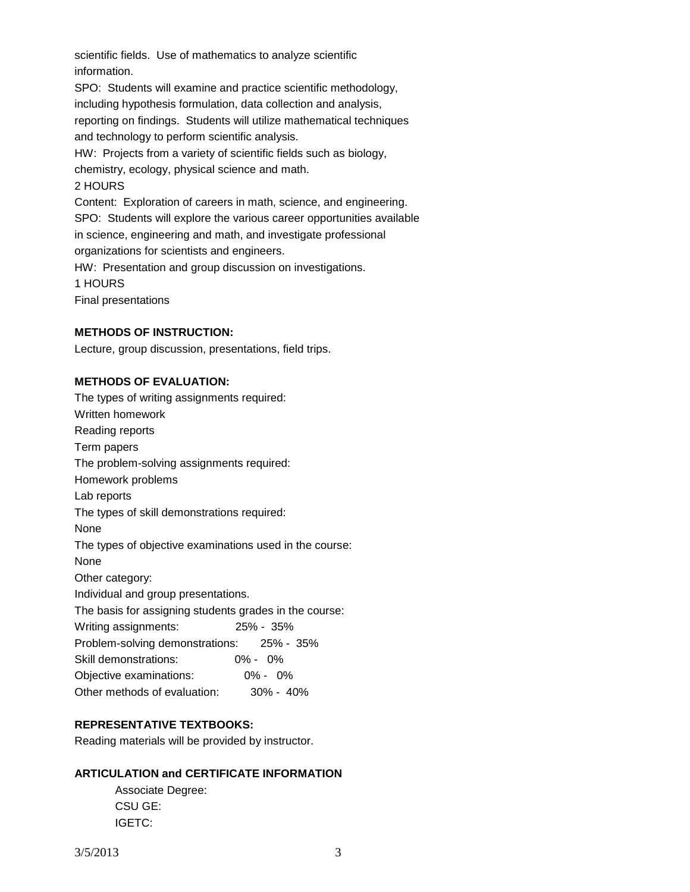scientific fields. Use of mathematics to analyze scientific information.

SPO: Students will examine and practice scientific methodology, including hypothesis formulation, data collection and analysis, reporting on findings. Students will utilize mathematical techniques and technology to perform scientific analysis.

HW: Projects from a variety of scientific fields such as biology, chemistry, ecology, physical science and math.

2 HOURS

Content: Exploration of careers in math, science, and engineering.

SPO: Students will explore the various career opportunities available in science, engineering and math, and investigate professional organizations for scientists and engineers.

HW: Presentation and group discussion on investigations.

1 HOURS

Final presentations

**METHODS OF INSTRUCTION:**

Lecture, group discussion, presentations, field trips.

**METHODS OF EVALUATION:**

The types of writing assignments required:

Written homework

Reading reports

Term papers

The problem-solving assignments required:

Homework problems

Lab reports

The types of skill demonstrations required:

None

The types of objective examinations used in the course:

None

Other category:

Individual and group presentations.

The basis for assigning students grades in the course:

| | |
|---|---|
| Writing assignments: | 25% - 35% |
| Problem-solving demonstrations: | 25% - 35% |
| Skill demonstrations: | 0% - 0% |
| Objective examinations: | 0% - 0% |
| Other methods of evaluation: | 30% - 40% |

**REPRESENTATIVE TEXTBOOKS:**

Reading materials will be provided by instructor.

**ARTICULATION and CERTIFICATE INFORMATION**

Associate Degree:

CSU GE:

IGETC: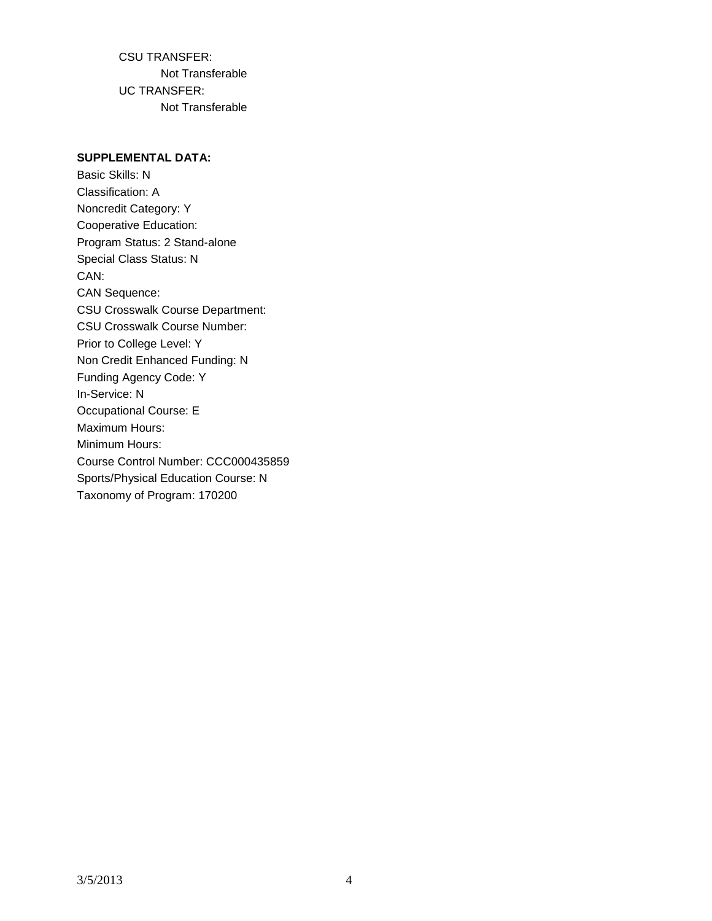CSU TRANSFER:

Not Transferable

UC TRANSFER:

Not Transferable

**SUPPLEMENTAL DATA:**

Basic Skills: N
Classification: A
Noncredit Category: Y
Cooperative Education:
Program Status: 2 Stand-alone
Special Class Status: N
CAN:
CAN Sequence:
CSU Crosswalk Course Department:
CSU Crosswalk Course Number:
Prior to College Level: Y
Non Credit Enhanced Funding: N
Funding Agency Code: Y
In-Service: N
Occupational Course: E
Maximum Hours:
Minimum Hours:
Course Control Number: CCC000435859
Sports/Physical Education Course: N
Taxonomy of Program: 170200